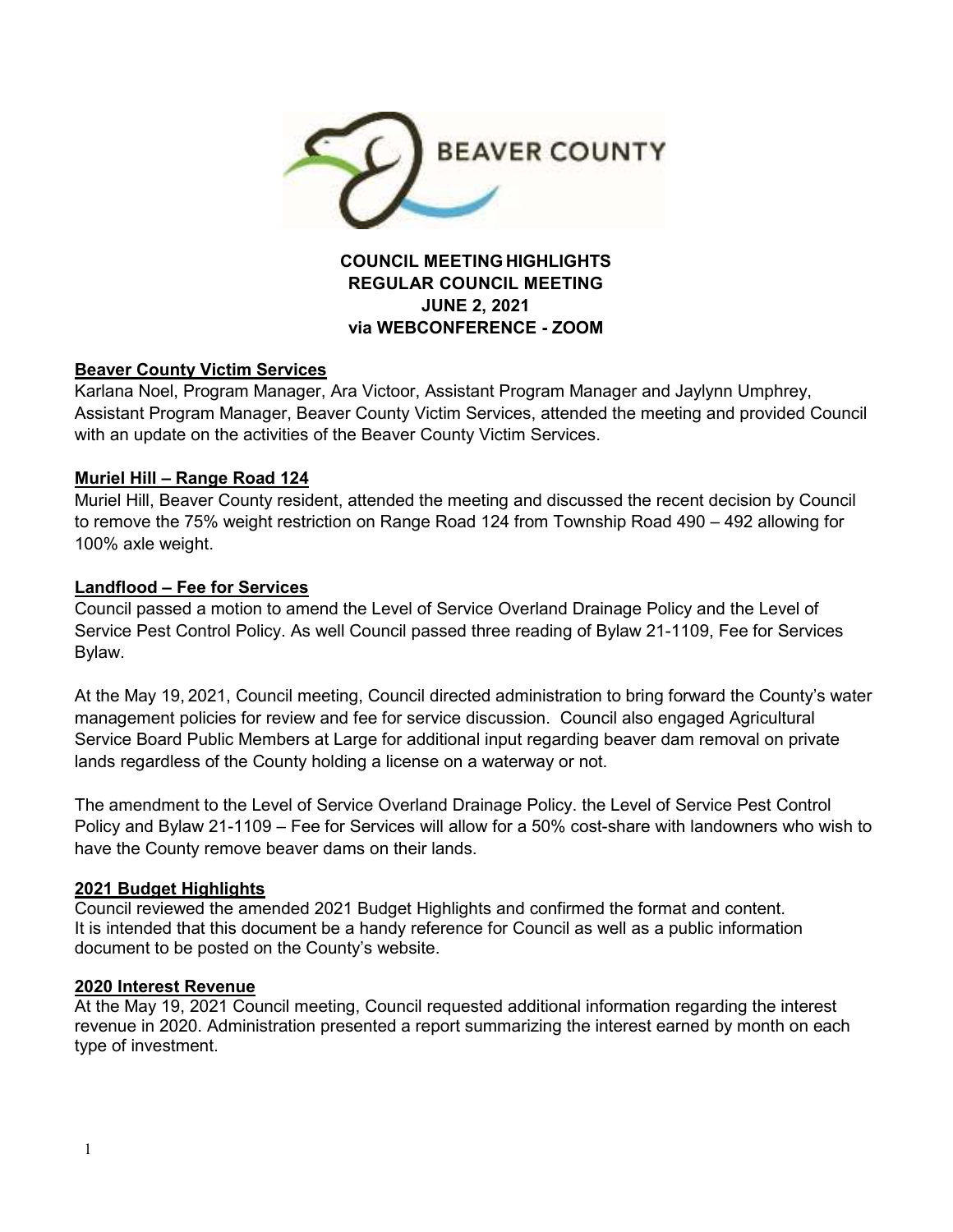**COUNCIL MEETING HIGHLIGHTS**
**REGULAR COUNCIL MEETING**
**JUNE 2, 2021**
**via WEBCONFERENCE - ZOOM**

## Beaver County Victim Services

Karlana Noel, Program Manager, Ara Victoor, Assistant Program Manager and Jaylynn Umphrey, Assistant Program Manager, Beaver County Victim Services, attended the meeting and provided Council with an update on the activities of the Beaver County Victim Services.

## Muriel Hill – Range Road 124

Muriel Hill, Beaver County resident, attended the meeting and discussed the recent decision by Council to remove the 75% weight restriction on Range Road 124 from Township Road 490 – 492 allowing for 100% axle weight.

## Landflood – Fee for Services

Council passed a motion to amend the Level of Service Overland Drainage Policy and the Level of Service Pest Control Policy. As well Council passed three reading of Bylaw 21-1109, Fee for Services Bylaw.

At the May 19, 2021, Council meeting, Council directed administration to bring forward the County's water management policies for review and fee for service discussion. Council also engaged Agricultural Service Board Public Members at Large for additional input regarding beaver dam removal on private lands regardless of the County holding a license on a waterway or not.

The amendment to the Level of Service Overland Drainage Policy. the Level of Service Pest Control Policy and Bylaw 21-1109 – Fee for Services will allow for a 50% cost-share with landowners who wish to have the County remove beaver dams on their lands.

## 2021 Budget Highlights

Council reviewed the amended 2021 Budget Highlights and confirmed the format and content. It is intended that this document be a handy reference for Council as well as a public information document to be posted on the County's website.

## 2020 Interest Revenue

At the May 19, 2021 Council meeting, Council requested additional information regarding the interest revenue in 2020. Administration presented a report summarizing the interest earned by month on each type of investment.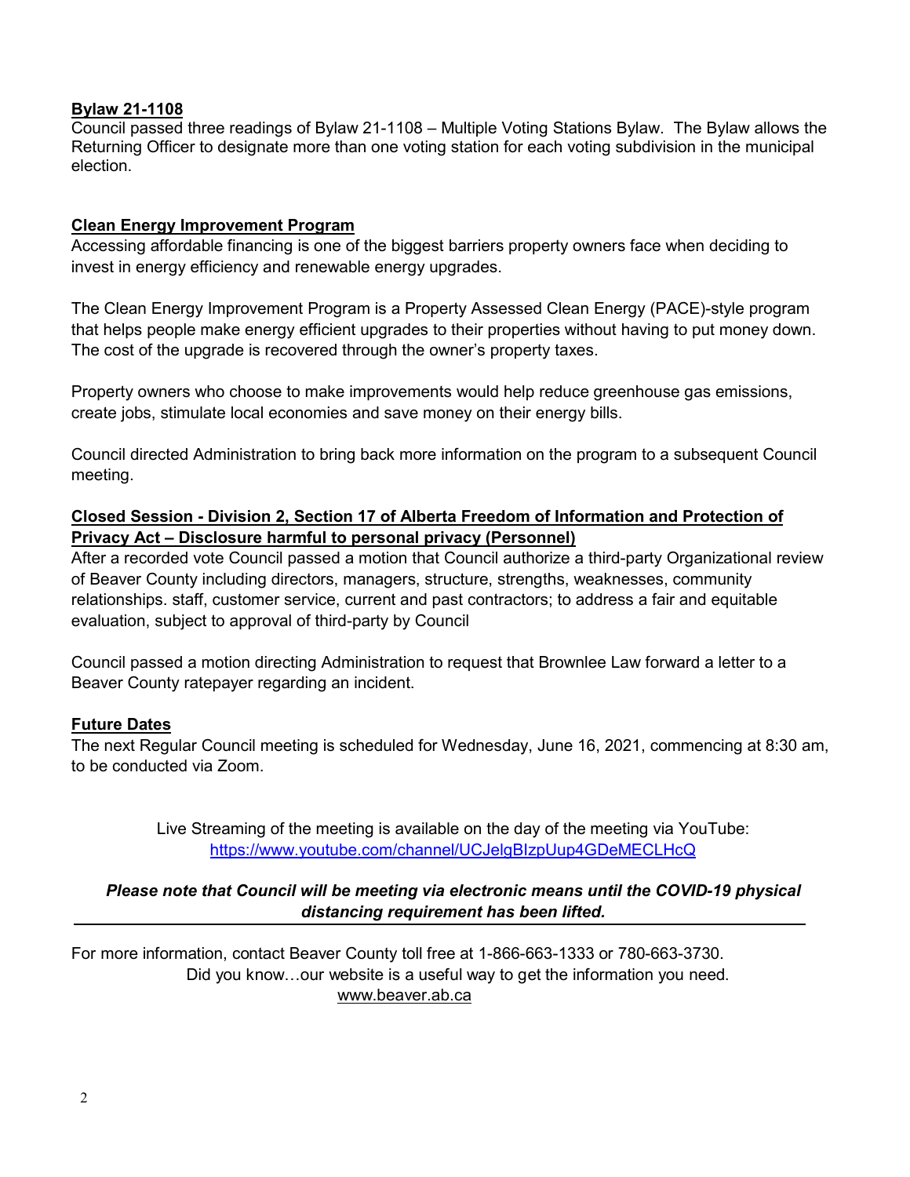**Bylaw 21-1108**

Council passed three readings of Bylaw 21-1108 – Multiple Voting Stations Bylaw. The Bylaw allows the Returning Officer to designate more than one voting station for each voting subdivision in the municipal election.

**Clean Energy Improvement Program**

Accessing affordable financing is one of the biggest barriers property owners face when deciding to invest in energy efficiency and renewable energy upgrades.

The Clean Energy Improvement Program is a Property Assessed Clean Energy (PACE)-style program that helps people make energy efficient upgrades to their properties without having to put money down. The cost of the upgrade is recovered through the owner's property taxes.

Property owners who choose to make improvements would help reduce greenhouse gas emissions, create jobs, stimulate local economies and save money on their energy bills.

Council directed Administration to bring back more information on the program to a subsequent Council meeting.

**Closed Session - Division 2, Section 17 of Alberta Freedom of Information and Protection of Privacy Act – Disclosure harmful to personal privacy (Personnel)**

After a recorded vote Council passed a motion that Council authorize a third-party Organizational review of Beaver County including directors, managers, structure, strengths, weaknesses, community relationships. staff, customer service, current and past contractors; to address a fair and equitable evaluation, subject to approval of third-party by Council

Council passed a motion directing Administration to request that Brownlee Law forward a letter to a Beaver County ratepayer regarding an incident.

**Future Dates**

The next Regular Council meeting is scheduled for Wednesday, June 16, 2021, commencing at 8:30 am, to be conducted via Zoom.

Live Streaming of the meeting is available on the day of the meeting via YouTube:
https://www.youtube.com/channel/UCJelgBIzpUup4GDeMECLHcQ

***Please note that Council will be meeting via electronic means until the COVID-19 physical distancing requirement has been lifted.***

---

For more information, contact Beaver County toll free at 1-866-663-1333 or 780-663-3730.
Did you know…our website is a useful way to get the information you need.
www.beaver.ab.ca